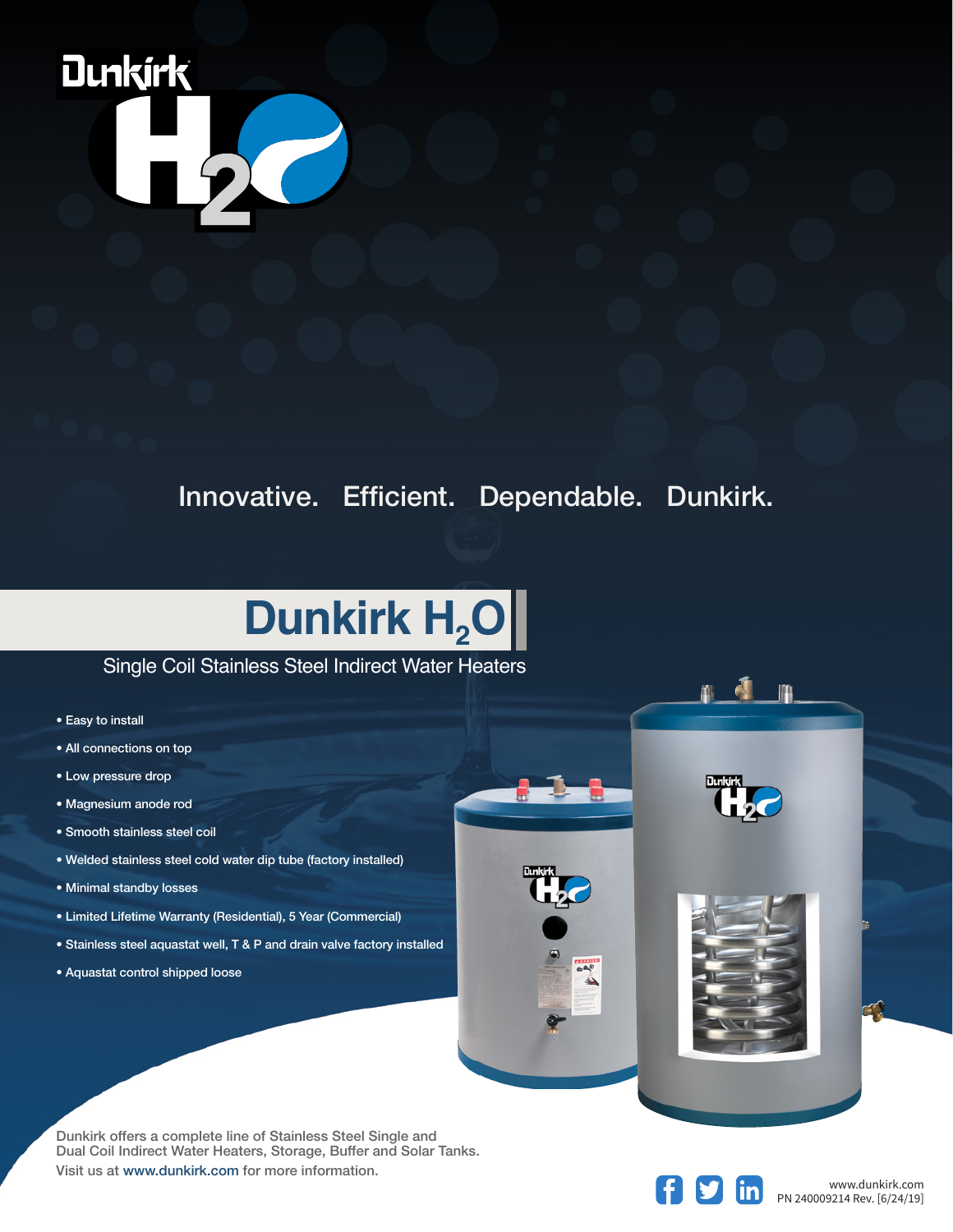Innovative. Efficient. Dependable. Dunkirk.

# Dunkirk $H_2O$

## Single Coil Stainless Steel Indirect Water Heaters

- Easy to install
- All connections on top
- Low pressure drop
- Magnesium anode rod
- Smooth stainless steel coil
- Welded stainless steel cold water dip tube (factory installed)
- Minimal standby losses
- Limited Lifetime Warranty (Residential), 5 Year (Commercial)
- Stainless steel aquastat well, T & P and drain valve factory installed
- Aquastat control shipped loose

Dunkirk offers a complete line of Stainless Steel Single and Dual Coil Indirect Water Heaters, Storage, Buffer and Solar Tanks.
Visit us at www.dunkirk.com for more information.

www.dunkirk.com
PN 240009214 Rev. [6/24/19]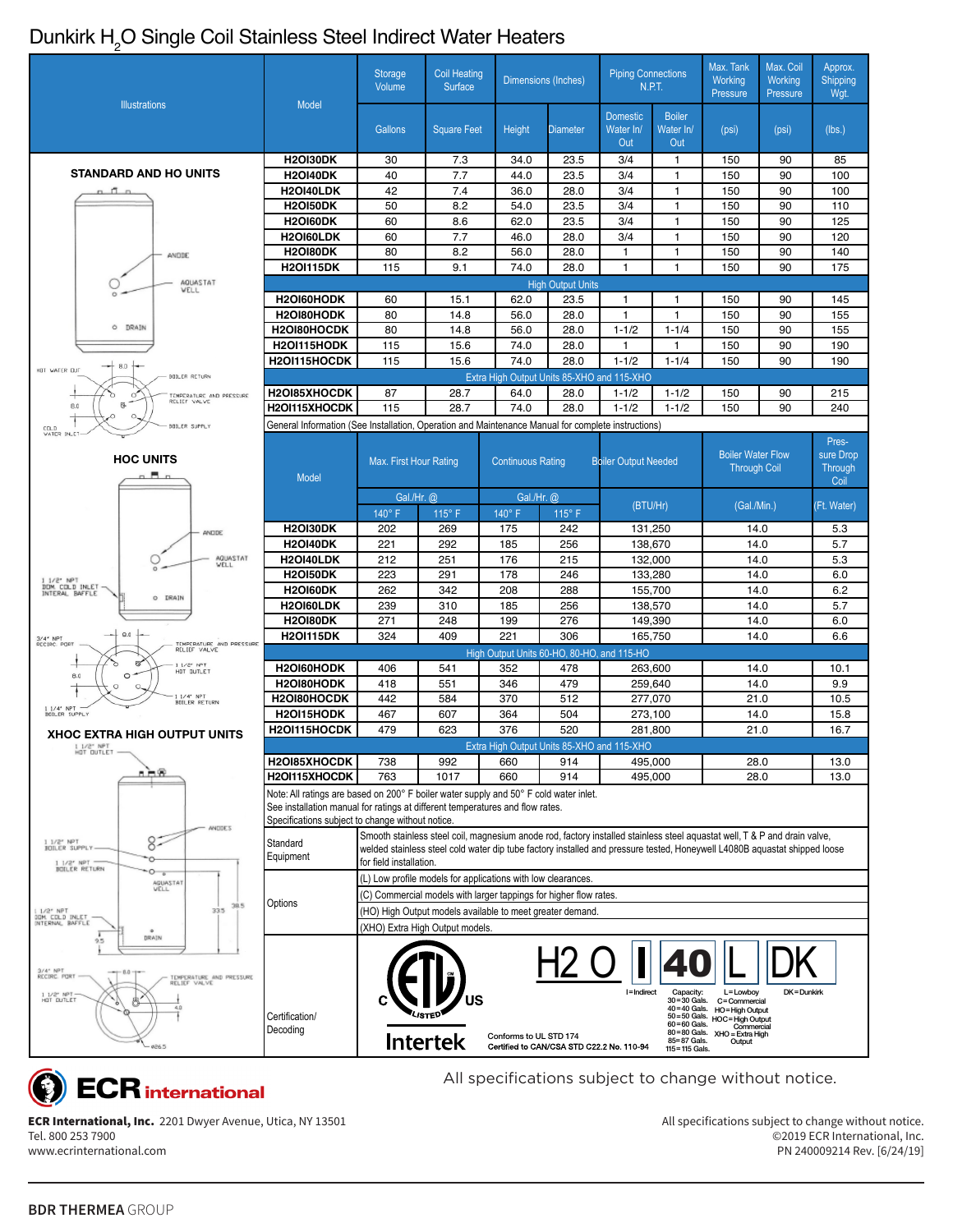# Dunkirk $H_2O$ Single Coil Stainless Steel Indirect Water Heaters

STANDARD AND HO UNITS

HOC UNITS

XHOC EXTRA HIGH OUTPUT UNITS

| Model | Storage Volume (Gallons) | Coil Heating Surface (Square Feet) | Dimensions (Inches) Height | Dimensions (Inches) Diameter | Piping Connections N.P.T. Domestic Water In/Out | Piping Connections N.P.T. Boiler Water In/Out | Max. Tank Working Pressure (psi) | Max. Coil Working Pressure (psi) | Approx. Shipping Wgt. (lbs.) |
|---|---|---|---|---|---|---|---|---|---|
| H2OI30DK | 30 | 7.3 | 34.0 | 23.5 | 3/4 | 1 | 150 | 90 | 85 |
| H2OI40DK | 40 | 7.7 | 44.0 | 23.5 | 3/4 | 1 | 150 | 90 | 100 |
| H2OI40LDK | 42 | 7.4 | 36.0 | 28.0 | 3/4 | 1 | 150 | 90 | 100 |
| H2OI50DK | 50 | 8.2 | 54.0 | 23.5 | 3/4 | 1 | 150 | 90 | 110 |
| H2OI60DK | 60 | 8.6 | 62.0 | 23.5 | 3/4 | 1 | 150 | 90 | 125 |
| H2OI60LDK | 60 | 7.7 | 46.0 | 28.0 | 3/4 | 1 | 150 | 90 | 120 |
| H2OI80DK | 80 | 8.2 | 56.0 | 28.0 | 1 | 1 | 150 | 90 | 140 |
| H2OI115DK | 115 | 9.1 | 74.0 | 28.0 | 1 | 1 | 150 | 90 | 175 |
| High Output Units | | | | | | | | | |
| H2OI60HODK | 60 | 15.1 | 62.0 | 23.5 | 1 | 1 | 150 | 90 | 145 |
| H2OI80HODK | 80 | 14.8 | 56.0 | 28.0 | 1 | 1 | 150 | 90 | 155 |
| H2OI80HOCDK | 80 | 14.8 | 56.0 | 28.0 | 1-1/2 | 1-1/4 | 150 | 90 | 155 |
| H2OI115HODK | 115 | 15.6 | 74.0 | 28.0 | 1 | 1 | 150 | 90 | 190 |
| H2OI115HOCDK | 115 | 15.6 | 74.0 | 28.0 | 1-1/2 | 1-1/4 | 150 | 90 | 190 |
| Extra High Output Units 85-XHO and 115-XHO | | | | | | | | | |
| H2OI85XHOCDK | 87 | 28.7 | 64.0 | 28.0 | 1-1/2 | 1-1/2 | 150 | 90 | 215 |
| H2OI115XHOCDK | 115 | 28.7 | 74.0 | 28.0 | 1-1/2 | 1-1/2 | 150 | 90 | 240 |

General Information (See Installation, Operation and Maintenance Manual for complete instructions)

| Model | Max. First Hour Rating Gal./Hr. @ 140° F | Max. First Hour Rating Gal./Hr. @ 115° F | Continuous Rating Gal./Hr. @ 140° F | Continuous Rating Gal./Hr. @ 115° F | Boiler Output Needed (BTU/Hr) | Boiler Water Flow Through Coil (Gal./Min.) | Pressure Drop Through Coil (Ft. Water) |
|---|---|---|---|---|---|---|---|
| H2OI30DK | 202 | 269 | 175 | 242 | 131,250 | 14.0 | 5.3 |
| H2OI40DK | 221 | 292 | 185 | 256 | 138,670 | 14.0 | 5.7 |
| H2OI40LDK | 212 | 251 | 176 | 215 | 132,000 | 14.0 | 5.3 |
| H2OI50DK | 223 | 291 | 178 | 246 | 133,280 | 14.0 | 6.0 |
| H2OI60DK | 262 | 342 | 208 | 288 | 155,700 | 14.0 | 6.2 |
| H2OI60LDK | 239 | 310 | 185 | 256 | 138,570 | 14.0 | 5.7 |
| H2OI80DK | 271 | 248 | 199 | 276 | 149,390 | 14.0 | 6.0 |
| H2OI115DK | 324 | 409 | 221 | 306 | 165,750 | 14.0 | 6.6 |
| High Output Units 60-HO, 80-HO, and 115-HO | | | | | | | |
| H2OI60HODK | 406 | 541 | 352 | 478 | 263,600 | 14.0 | 10.1 |
| H2OI80HODK | 418 | 551 | 346 | 479 | 259,640 | 14.0 | 9.9 |
| H2OI80HOCDK | 442 | 584 | 370 | 512 | 277,070 | 21.0 | 10.5 |
| H2OI15HODK | 467 | 607 | 364 | 504 | 273,100 | 14.0 | 15.8 |
| H2OI115HOCDK | 479 | 623 | 376 | 520 | 281,800 | 21.0 | 16.7 |
| Extra High Output Units 85-XHO and 115-XHO | | | | | | | |
| H2OI85XHOCDK | 738 | 992 | 660 | 914 | 495,000 | 28.0 | 13.0 |
| H2OI115XHOCDK | 763 | 1017 | 660 | 914 | 495,000 | 28.0 | 13.0 |

Note: All ratings are based on 200° F boiler water supply and 50° F cold water inlet.
See installation manual for ratings at different temperatures and flow rates.
Specifications subject to change without notice.

| | |
|---|---|
| Standard Equipment | Smooth stainless steel coil, magnesium anode rod, factory installed stainless steel aquastat well, T & P and drain valve, welded stainless steel cold water dip tube factory installed and pressure tested, Honeywell L4080B aquastat shipped loose for field installation. |
| Options | (L) Low profile models for applications with low clearances.<br>(C) Commercial models with larger tappings for higher flow rates.<br>(HO) High Output models available to meet greater demand.<br>(XHO) Extra High Output models. |
| Certification/ Decoding | Intertek — Conforms to UL STD 174; Certified to CAN/CSA STD C22.2 No. 110-94<br>H2 O I 40 L DK — I=Indirect; Capacity: 30=30 Gals. 40=40 Gals. 50=50 Gals. 60=60 Gals. 80=80 Gals. 85=87 Gals. 115=115 Gals.; L=Lowboy, C=Commercial, HO=High Output, HOC=High Output Commercial, XHO=Extra High Output; DK=Dunkirk |

All specifications subject to change without notice.

**ECR International, Inc.** 2201 Dwyer Avenue, Utica, NY 13501
Tel. 800 253 7900
www.ecrinternational.com

All specifications subject to change without notice.
©2019 ECR International, Inc.
PN 240009214 Rev. [6/24/19]

BDR THERMEA GROUP